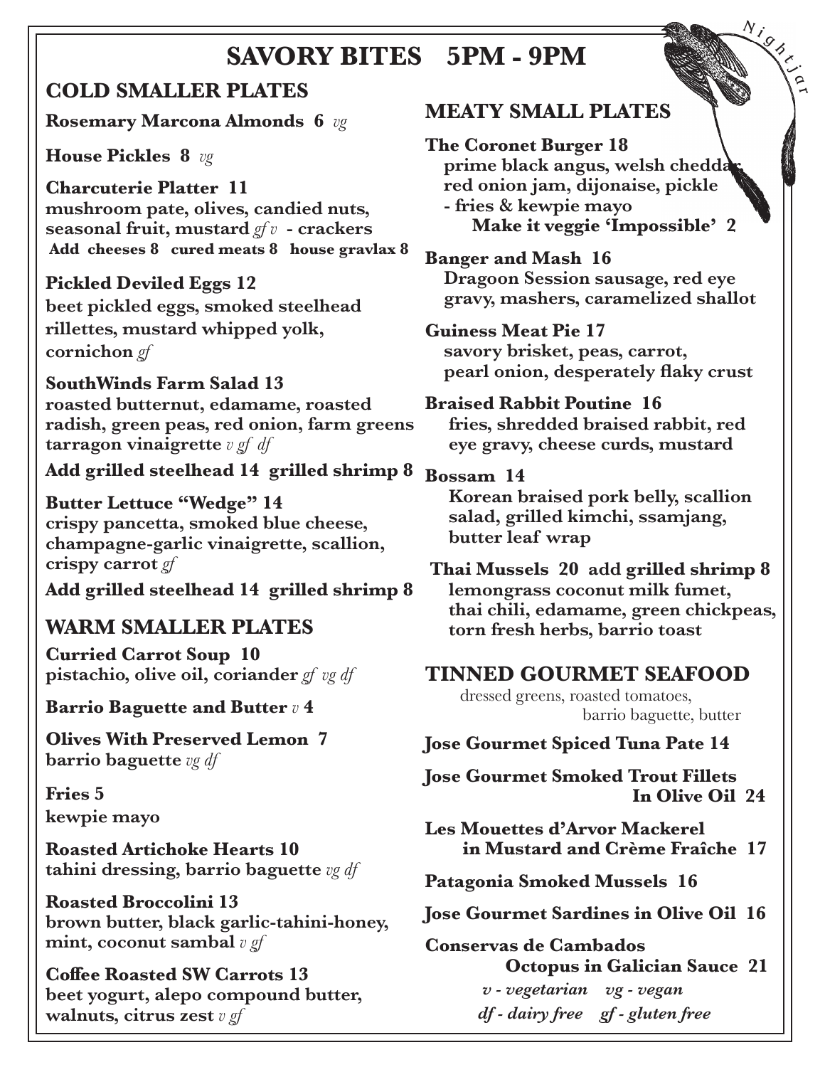# SAVORY BITES 5PM - 9PM

Nightjar

## COLD SMALLER PLATES

**Rosemary Marcona Almonds 6** *vg*

**House Pickles 8** *vg*

**Charcuterie Platter 11**
mushroom pate, olives, candied nuts, seasonal fruit, mustard *gf v* - crackers
**Add cheeses 8 cured meats 8 house gravlax 8**

**Pickled Deviled Eggs 12**
beet pickled eggs, smoked steelhead rillettes, mustard whipped yolk, cornichon *gf*

**SouthWinds Farm Salad 13**
roasted butternut, edamame, roasted radish, green peas, red onion, farm greens tarragon vinaigrette *v gf df*
**Add grilled steelhead 14 grilled shrimp 8**

**Butter Lettuce "Wedge" 14**
crispy pancetta, smoked blue cheese, champagne-garlic vinaigrette, scallion, crispy carrot *gf*
**Add grilled steelhead 14 grilled shrimp 8**

## WARM SMALLER PLATES

**Curried Carrot Soup 10**
pistachio, olive oil, coriander *gf vg df*

**Barrio Baguette and Butter** *v* **4**

**Olives With Preserved Lemon 7**
barrio baguette *vg df*

**Fries 5**
kewpie mayo

**Roasted Artichoke Hearts 10**
tahini dressing, barrio baguette *vg df*

**Roasted Broccolini 13**
brown butter, black garlic-tahini-honey, mint, coconut sambal *v gf*

**Coffee Roasted SW Carrots 13**
beet yogurt, alepo compound butter, walnuts, citrus zest *v gf*

## MEATY SMALL PLATES

**The Coronet Burger 18**
prime black angus, welsh cheddar, red onion jam, dijonaise, pickle - fries & kewpie mayo
**Make it veggie 'Impossible' 2**

**Banger and Mash 16**
Dragoon Session sausage, red eye gravy, mashers, caramelized shallot

**Guiness Meat Pie 17**
savory brisket, peas, carrot, pearl onion, desperately flaky crust

**Braised Rabbit Poutine 16**
fries, shredded braised rabbit, red eye gravy, cheese curds, mustard

**Bossam 14**
Korean braised pork belly, scallion salad, grilled kimchi, ssamjang, butter leaf wrap

**Thai Mussels 20 add grilled shrimp 8**
lemongrass coconut milk fumet, thai chili, edamame, green chickpeas, torn fresh herbs, barrio toast

## TINNED GOURMET SEAFOOD

dressed greens, roasted tomatoes, barrio baguette, butter

**Jose Gourmet Spiced Tuna Pate 14**

**Jose Gourmet Smoked Trout Fillets In Olive Oil 24**

**Les Mouettes d'Arvor Mackerel in Mustard and Crème Fraîche 17**

**Patagonia Smoked Mussels 16**

**Jose Gourmet Sardines in Olive Oil 16**

**Conservas de Cambados Octopus in Galician Sauce 21**

*v - vegetarian vg - vegan*
*df - dairy free gf - gluten free*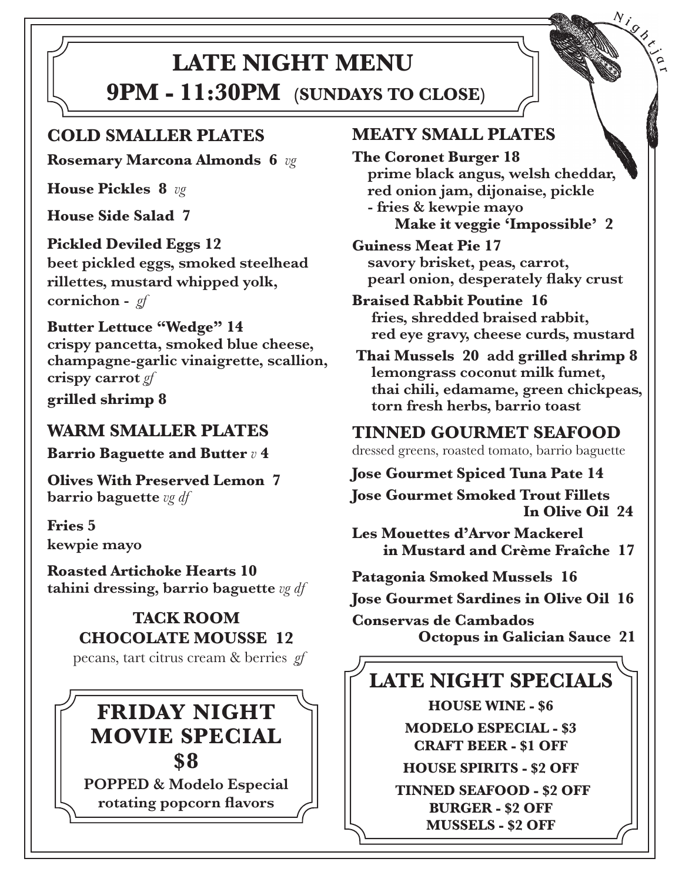Nightjar

# LATE NIGHT MENU

## 9PM - 11:30PM (SUNDAYS TO CLOSE)

### COLD SMALLER PLATES

**Rosemary Marcona Almonds 6** *vg*

**House Pickles 8** *vg*

**House Side Salad 7**

**Pickled Deviled Eggs 12**
**beet pickled eggs, smoked steelhead rillettes, mustard whipped yolk, cornichon -** *gf*

**Butter Lettuce "Wedge" 14**
**crispy pancetta, smoked blue cheese, champagne-garlic vinaigrette, scallion, crispy carrot** *gf*
**grilled shrimp 8**

### WARM SMALLER PLATES

**Barrio Baguette and Butter** *v* **4**

**Olives With Preserved Lemon 7**
**barrio baguette** *vg df*

**Fries 5**
**kewpie mayo**

**Roasted Artichoke Hearts 10**
**tahini dressing, barrio baguette** *vg df*

### TACK ROOM CHOCOLATE MOUSSE 12

pecans, tart citrus cream & berries *gf*

### FRIDAY NIGHT MOVIE SPECIAL $8

**POPPED & Modelo Especial**
**rotating popcorn flavors**

### MEATY SMALL PLATES

**The Coronet Burger 18**
**prime black angus, welsh cheddar, red onion jam, dijonaise, pickle - fries & kewpie mayo**
**Make it veggie 'Impossible' 2**

**Guiness Meat Pie 17**
**savory brisket, peas, carrot, pearl onion, desperately flaky crust**

**Braised Rabbit Poutine 16**
**fries, shredded braised rabbit, red eye gravy, cheese curds, mustard**

**Thai Mussels 20 add grilled shrimp 8**
**lemongrass coconut milk fumet, thai chili, edamame, green chickpeas, torn fresh herbs, barrio toast**

### TINNED GOURMET SEAFOOD

dressed greens, roasted tomato, barrio baguette

**Jose Gourmet Spiced Tuna Pate 14**

**Jose Gourmet Smoked Trout Fillets In Olive Oil 24**

**Les Mouettes d'Arvor Mackerel in Mustard and Crème Fraîche 17**

**Patagonia Smoked Mussels 16**

**Jose Gourmet Sardines in Olive Oil 16**

**Conservas de Cambados Octopus in Galician Sauce 21**

### LATE NIGHT SPECIALS

**HOUSE WINE - $6**

**MODELO ESPECIAL - $3**
**CRAFT BEER - $1 OFF**

**HOUSE SPIRITS - $2 OFF**

**TINNED SEAFOOD - $2 OFF**
**BURGER - $2 OFF**
**MUSSELS - $2 OFF**